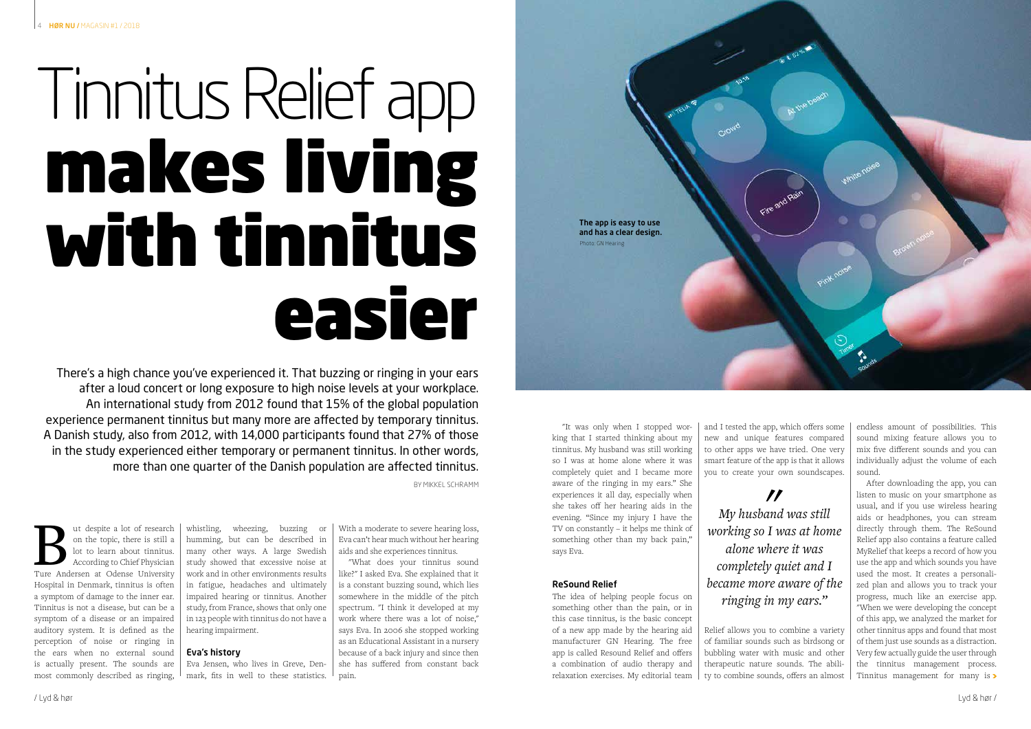# Tinnitus Relief app **makes living with tinnitus easier**

There's a high chance you've experienced it. That buzzing or ringing in your ears after a loud concert or long exposure to high noise levels at your workplace. An international study from 2012 found that 15% of the global population experience permanent tinnitus but many more are affected by temporary tinnitus. A Danish study, also from 2012, with 14,000 participants found that 27% of those in the study experienced either temporary or permanent tinnitus. In other words, more than one quarter of the Danish population are affected tinnitus.

BY MIKKEL SCHRAMM

But despite a lot of research on the topic, there is still a lot to learn about tinnitus. According to Chief Physician Ture Andersen at Odense University Hospital in Denmark, tinnitus is often a symptom of damage to the inner ear. Tinnitus is not a disease, but can be a symptom of a disease or an impaired auditory system. It is defined as the perception of noise or ringing in the ears when no external sound is actually present. The sounds are most commonly described as ringing, whistling, wheezing, buzzing or humming, but can be described in many other ways. A large Swedish study showed that excessive noise at work and in other environments results in fatigue, headaches and ultimately impaired hearing or tinnitus. Another study, from France, shows that only one in 123 people with tinnitus do not have a hearing impairment.

### Eva's history

Eva Jensen, who lives in Greve, Denmark, fits in well to these statistics. With a moderate to severe hearing loss, Eva can't hear much without her hearing aids and she experiences tinnitus.

"What does your tinnitus sound like?" I asked Eva. She explained that it is a constant buzzing sound, which lies somewhere in the middle of the pitch spectrum. "I think it developed at my work where there was a lot of noise," says Eva. In 2006 she stopped working as an Educational Assistant in a nursery because of a back injury and since then she has suffered from constant back pain.

"It was only when I stopped working that I started thinking about my tinnitus. My husband was still working so I was at home alone where it was completely quiet and I became more aware of the ringing in my ears." She experiences it all day, especially when she takes off her hearing aids in the evening. "Since my injury I have the TV on constantly – it helps me think of something other than my back pain," says Eva.

**The app is easy to use and has a clear design.**
Photo: GN Hearing

### ReSound Relief

The idea of helping people focus on something other than the pain, or in this case tinnitus, is the basic concept of a new app made by the hearing aid manufacturer GN Hearing. The free app is called Resound Relief and offers a combination of audio therapy and relaxation exercises. My editorial team and I tested the app, which offers some new and unique features compared to other apps we have tried. One very smart feature of the app is that it allows you to create your own soundscapes.

> *My husband was still working so I was at home alone where it was completely quiet and I became more aware of the ringing in my ears."*

Relief allows you to combine a variety of familiar sounds such as birdsong or bubbling water with music and other therapeutic nature sounds. The ability to combine sounds, offers an almost endless amount of possibilities. This sound mixing feature allows you to mix five different sounds and you can individually adjust the volume of each sound.

After downloading the app, you can listen to music on your smartphone as usual, and if you use wireless hearing aids or headphones, you can stream directly through them. The ReSound Relief app also contains a feature called MyRelief that keeps a record of how you use the app and which sounds you have used the most. It creates a personalized plan and allows you to track your progress, much like an exercise app. "When we were developing the concept of this app, we analyzed the market for other tinnitus apps and found that most of them just use sounds as a distraction. Very few actually guide the user through the tinnitus management process. Tinnitus management for many is >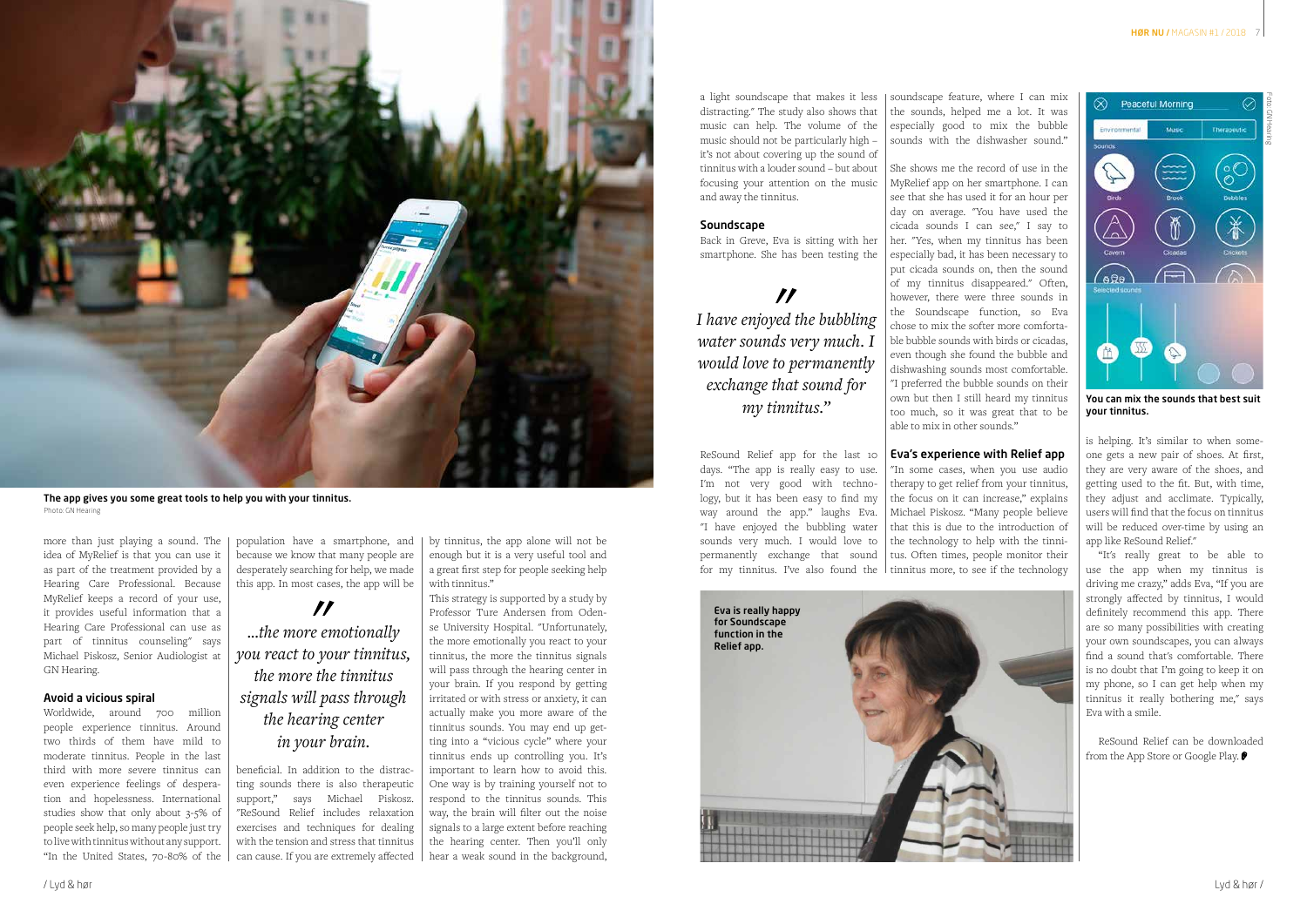The app gives you some great tools to help you with your tinnitus.
Photo: GN Hearing

more than just playing a sound. The idea of MyRelief is that you can use it as part of the treatment provided by a Hearing Care Professional. Because MyRelief keeps a record of your use, it provides useful information that a Hearing Care Professional can use as part of tinnitus counseling" says Michael Piskosz, Senior Audiologist at GN Hearing.

### Avoid a vicious spiral

Worldwide, around 700 million people experience tinnitus. Around two thirds of them have mild to moderate tinnitus. People in the last third with more severe tinnitus can even experience feelings of desperation and hopelessness. International studies show that only about 3-5% of people seek help, so many people just try to live with tinnitus without any support. "In the United States, 70-80% of the population have a smartphone, and because we know that many people are desperately searching for help, we made this app. In most cases, the app will be beneficial. In addition to the distracting sounds there is also therapeutic support," says Michael Piskosz. "ReSound Relief includes relaxation exercises and techniques for dealing with the tension and stress that tinnitus can cause. If you are extremely affected by tinnitus, the app alone will not be enough but it is a very useful tool and a great first step for people seeking help with tinnitus."

> *...the more emotionally you react to your tinnitus, the more the tinnitus signals will pass through the hearing center in your brain.*

This strategy is supported by a study by Professor Ture Andersen from Odense University Hospital. "Unfortunately, the more emotionally you react to your tinnitus, the more the tinnitus signals will pass through the hearing center in your brain. If you respond by getting irritated or with stress or anxiety, it can actually make you more aware of the tinnitus sounds. You may end up getting into a "vicious cycle" where your tinnitus ends up controlling you. It's important to learn how to avoid this. One way is by training yourself not to respond to the tinnitus sounds. This way, the brain will filter out the noise signals to a large extent before reaching the hearing center. Then you'll only hear a weak sound in the background, a light soundscape that makes it less distracting." The study also shows that music can help. The volume of the music should not be particularly high – it's not about covering up the sound of tinnitus with a louder sound – but about focusing your attention on the music and away the tinnitus.

### Soundscape

Back in Greve, Eva is sitting with her smartphone. She has been testing the ReSound Relief app for the last 10 days. "The app is really easy to use. I'm not very good with technology, but it has been easy to find my way around the app." laughs Eva. "I have enjoyed the bubbling water sounds very much. I would love to permanently exchange that sound for my tinnitus. I've also found the soundscape feature, where I can mix the sounds, helped me a lot. It was especially good to mix the bubble sounds with the dishwasher sound."

> *I have enjoyed the bubbling water sounds very much. I would love to permanently exchange that sound for my tinnitus."*

She shows me the record of use in the MyRelief app on her smartphone. I can see that she has used it for an hour per day on average. "You have used the cicada sounds I can see," I say to her. "Yes, when my tinnitus has been especially bad, it has been necessary to put cicada sounds on, then the sound of my tinnitus disappeared." Often, however, there were three sounds in the Soundscape function, so Eva chose to mix the softer more comfortable bubble sounds with birds or cicadas, even though she found the bubble and dishwashing sounds most comfortable. "I preferred the bubble sounds on their own but then I still heard my tinnitus too much, so it was great that to be able to mix in other sounds."

### Eva's experience with Relief app

"In some cases, when you use audio therapy to get relief from your tinnitus, the focus on it can increase," explains Michael Piskosz. "Many people believe that this is due to the introduction of the technology to help with the tinnitus. Often times, people monitor their tinnitus more, to see if the technology is helping. It's similar to when someone gets a new pair of shoes. At first, they are very aware of the shoes, and getting used to the fit. But, with time, they adjust and acclimate. Typically, users will find that the focus on tinnitus will be reduced over-time by using an app like ReSound Relief."

Eva is really happy for Soundscape function in the Relief app.

"It's really great to be able to use the app when my tinnitus is driving me crazy," adds Eva, "If you are strongly affected by tinnitus, I would definitely recommend this app. There are so many possibilities with creating your own soundscapes, you can always find a sound that's comfortable. There is no doubt that I'm going to keep it on my phone, so I can get help when my tinnitus it really bothering me," says Eva with a smile.

ReSound Relief can be downloaded from the App Store or Google Play.

Foto: GN Hearing

You can mix the sounds that best suit your tinnitus.